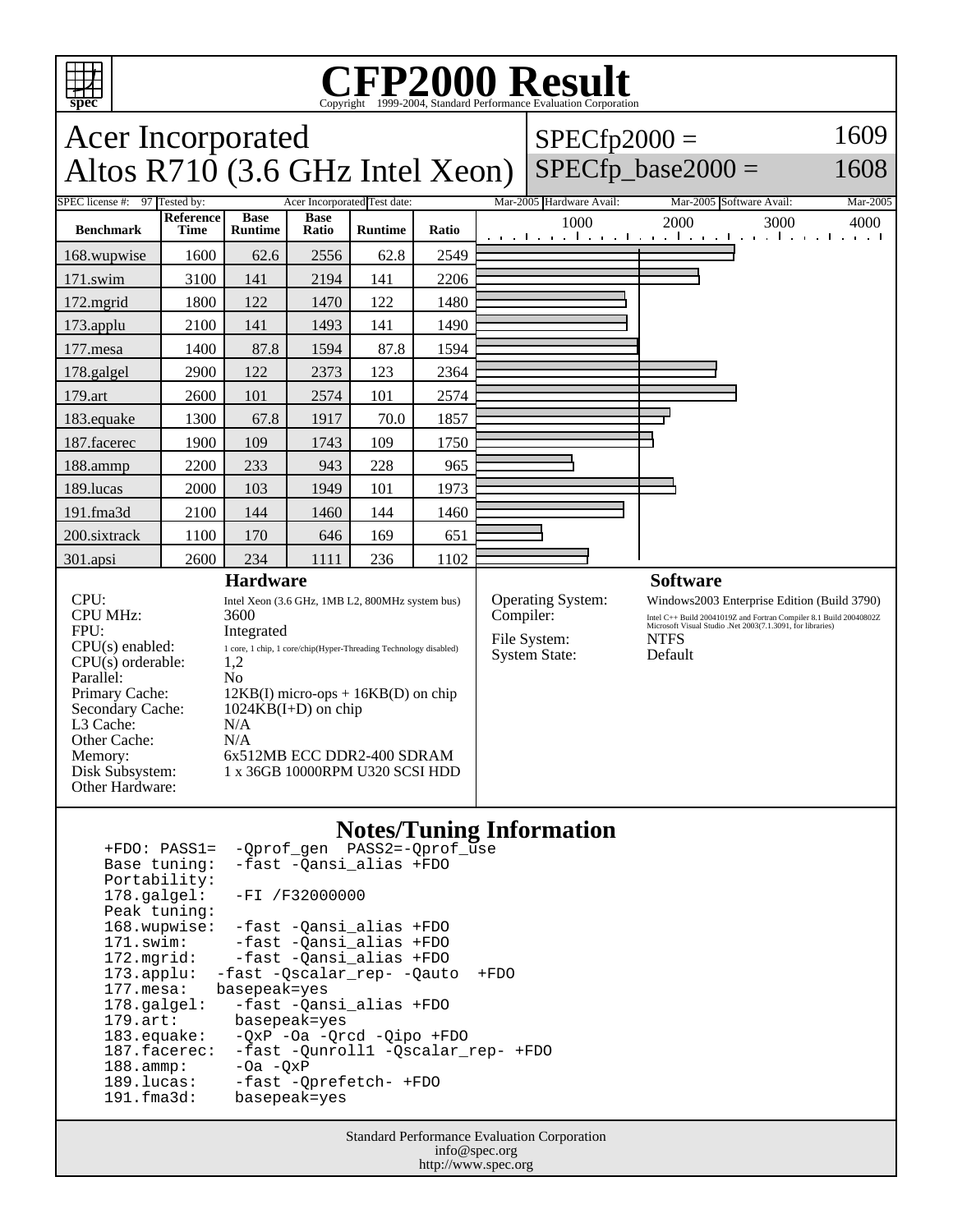# CFP2000 Result

Copyright 1999-2004, Standard Performance Evaluation Corporation

## Acer Incorporated
## Altos R710 (3.6 GHz Intel Xeon)

SPECfp2000 = 1609

SPECfp_base2000 = 1608

| SPEC license #: | 97 | Tested by: | Acer Incorporated | Test date: | Mar-2005 | Hardware Avail: | Mar-2005 | Software Avail: | Mar-2005 |
|---|---|---|---|---|---|---|---|---|---|

| Benchmark | Reference Time | Base Runtime | Base Ratio | Runtime | Ratio |
|---|---|---|---|---|---|
| 168.wupwise | 1600 | 62.6 | 2556 | 62.8 | 2549 |
| 171.swim | 3100 | 141 | 2194 | 141 | 2206 |
| 172.mgrid | 1800 | 122 | 1470 | 122 | 1480 |
| 173.applu | 2100 | 141 | 1493 | 141 | 1490 |
| 177.mesa | 1400 | 87.8 | 1594 | 87.8 | 1594 |
| 178.galgel | 2900 | 122 | 2373 | 123 | 2364 |
| 179.art | 2600 | 101 | 2574 | 101 | 2574 |
| 183.equake | 1300 | 67.8 | 1917 | 70.0 | 1857 |
| 187.facerec | 1900 | 109 | 1743 | 109 | 1750 |
| 188.ammp | 2200 | 233 | 943 | 228 | 965 |
| 189.lucas | 2000 | 103 | 1949 | 101 | 1973 |
| 191.fma3d | 2100 | 144 | 1460 | 144 | 1460 |
| 200.sixtrack | 1100 | 170 | 646 | 169 | 651 |
| 301.apsi | 2600 | 234 | 1111 | 236 | 1102 |

### Hardware

| | |
|---|---|
| CPU: | Intel Xeon (3.6 GHz, 1MB L2, 800MHz system bus) |
| CPU MHz: | 3600 |
| FPU: | Integrated |
| CPU(s) enabled: | 1 core, 1 chip, 1 core/chip(Hyper-Threading Technology disabled) |
| CPU(s) orderable: | 1,2 |
| Parallel: | No |
| Primary Cache: | 12KB(I) micro-ops + 16KB(D) on chip |
| Secondary Cache: | 1024KB(I+D) on chip |
| L3 Cache: | N/A |
| Other Cache: | N/A |
| Memory: | 6x512MB ECC DDR2-400 SDRAM |
| Disk Subsystem: | 1 x 36GB 10000RPM U320 SCSI HDD |
| Other Hardware: | |

### Software

| | |
|---|---|
| Operating System: | Windows2003 Enterprise Edition (Build 3790) |
| Compiler: | Intel C++ Build 20041019Z and Fortran Compiler 8.1 Build 20040802Z Microsoft Visual Studio .Net 2003(7.1.3091, for libraries) |
| File System: | NTFS |
| System State: | Default |

### Notes/Tuning Information

```
+FDO: PASS1=  -Qprof_gen  PASS2=-Qprof_use
Base tuning:  -fast -Qansi_alias +FDO
Portability:
178.galgel:   -FI /F32000000
Peak tuning:
168.wupwise:  -fast -Qansi_alias +FDO
171.swim:     -fast -Qansi_alias +FDO
172.mgrid:    -fast -Qansi_alias +FDO
173.applu:  -fast -Qscalar_rep- -Qauto  +FDO
177.mesa:   basepeak=yes
178.galgel:   -fast -Qansi_alias +FDO
179.art:      basepeak=yes
183.equake:   -QxP -Oa -Qrcd -Qipo +FDO
187.facerec:  -fast -Qunroll1 -Qscalar_rep- +FDO
188.ammp:     -Oa -QxP
189.lucas:    -fast -Qprefetch- +FDO
191.fma3d:    basepeak=yes
```

Standard Performance Evaluation Corporation
info@spec.org
http://www.spec.org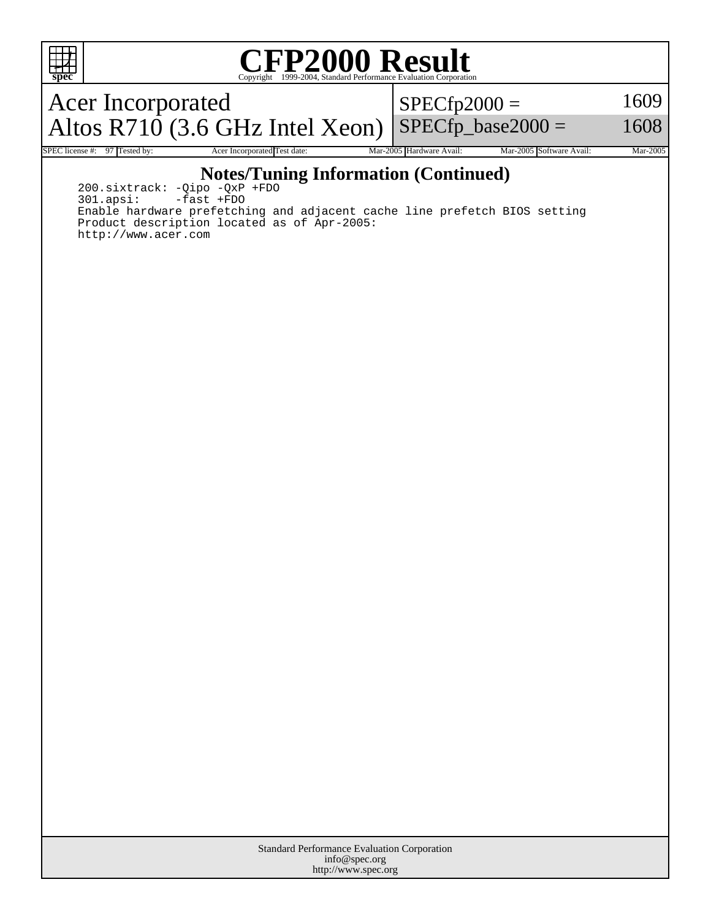# CFP2000 Result

Copyright 1999-2004, Standard Performance Evaluation Corporation

Acer Incorporated
Altos R710 (3.6 GHz Intel Xeon)

SPECfp2000 = 1609
SPECfp_base2000 = 1608

| SPEC license #: | 97 | Tested by: | Acer Incorporated | Test date: | Mar-2005 | Hardware Avail: | Mar-2005 | Software Avail: | Mar-2005 |
|---|---|---|---|---|---|---|---|---|---|

## Notes/Tuning Information (Continued)

```
200.sixtrack: -Qipo -QxP +FDO
301.apsi:     -fast +FDO
Enable hardware prefetching and adjacent cache line prefetch BIOS setting
Product description located as of Apr-2005:
http://www.acer.com
```

Standard Performance Evaluation Corporation
info@spec.org
http://www.spec.org